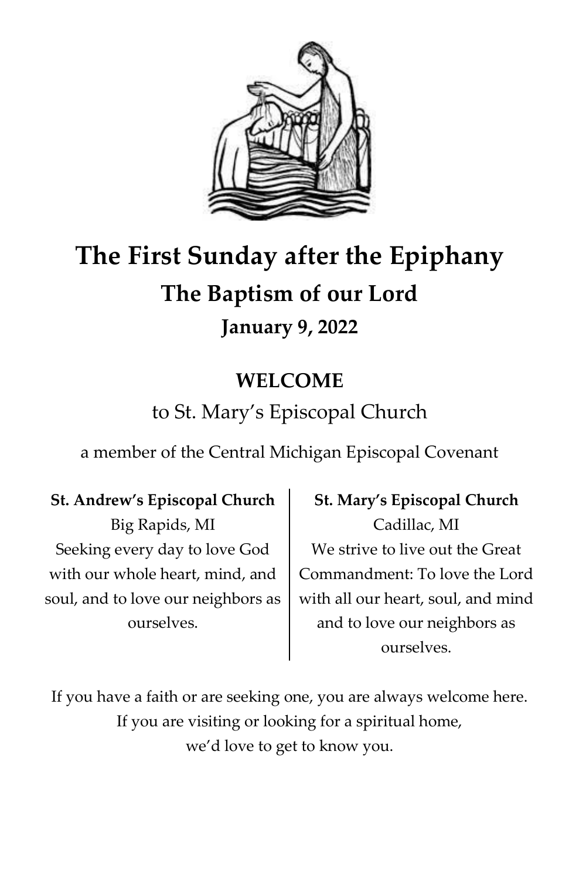# The First Sunday after the Epiphany

## The Baptism of our Lord

### January 9, 2022

**WELCOME**

to St. Mary's Episcopal Church

a member of the Central Michigan Episcopal Covenant

**St. Andrew's Episcopal Church**
Big Rapids, MI
Seeking every day to love God with our whole heart, mind, and soul, and to love our neighbors as ourselves.

**St. Mary's Episcopal Church**
Cadillac, MI
We strive to live out the Great Commandment: To love the Lord with all our heart, soul, and mind and to love our neighbors as ourselves.

If you have a faith or are seeking one, you are always welcome here.
If you are visiting or looking for a spiritual home,
we'd love to get to know you.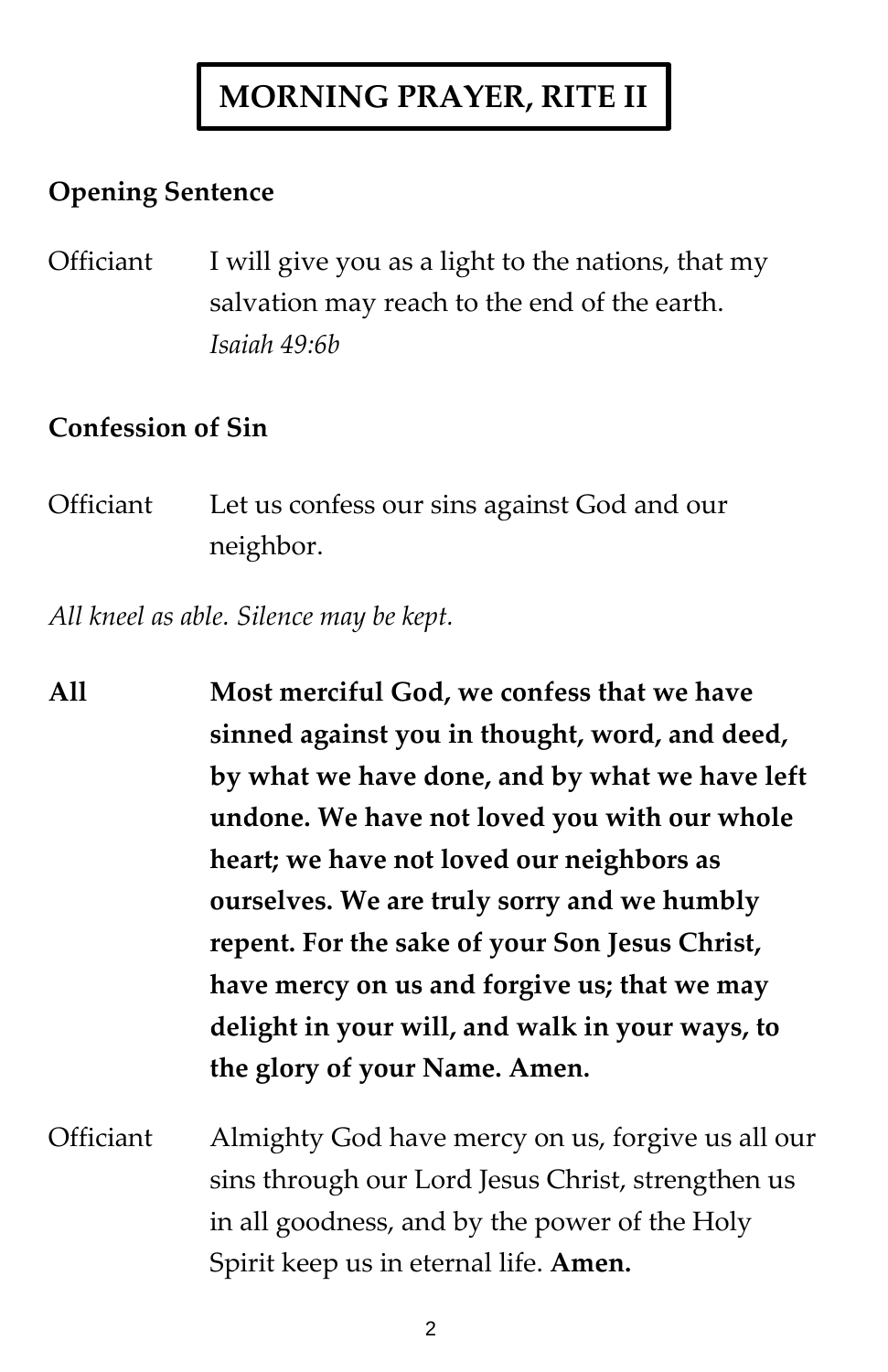# MORNING PRAYER, RITE II

**Opening Sentence**

Officiant I will give you as a light to the nations, that my salvation may reach to the end of the earth. *Isaiah 49:6b*

**Confession of Sin**

Officiant Let us confess our sins against God and our neighbor.

*All kneel as able. Silence may be kept.*

**All Most merciful God, we confess that we have sinned against you in thought, word, and deed, by what we have done, and by what we have left undone. We have not loved you with our whole heart; we have not loved our neighbors as ourselves. We are truly sorry and we humbly repent. For the sake of your Son Jesus Christ, have mercy on us and forgive us; that we may delight in your will, and walk in your ways, to the glory of your Name. Amen.**

Officiant Almighty God have mercy on us, forgive us all our sins through our Lord Jesus Christ, strengthen us in all goodness, and by the power of the Holy Spirit keep us in eternal life. **Amen.**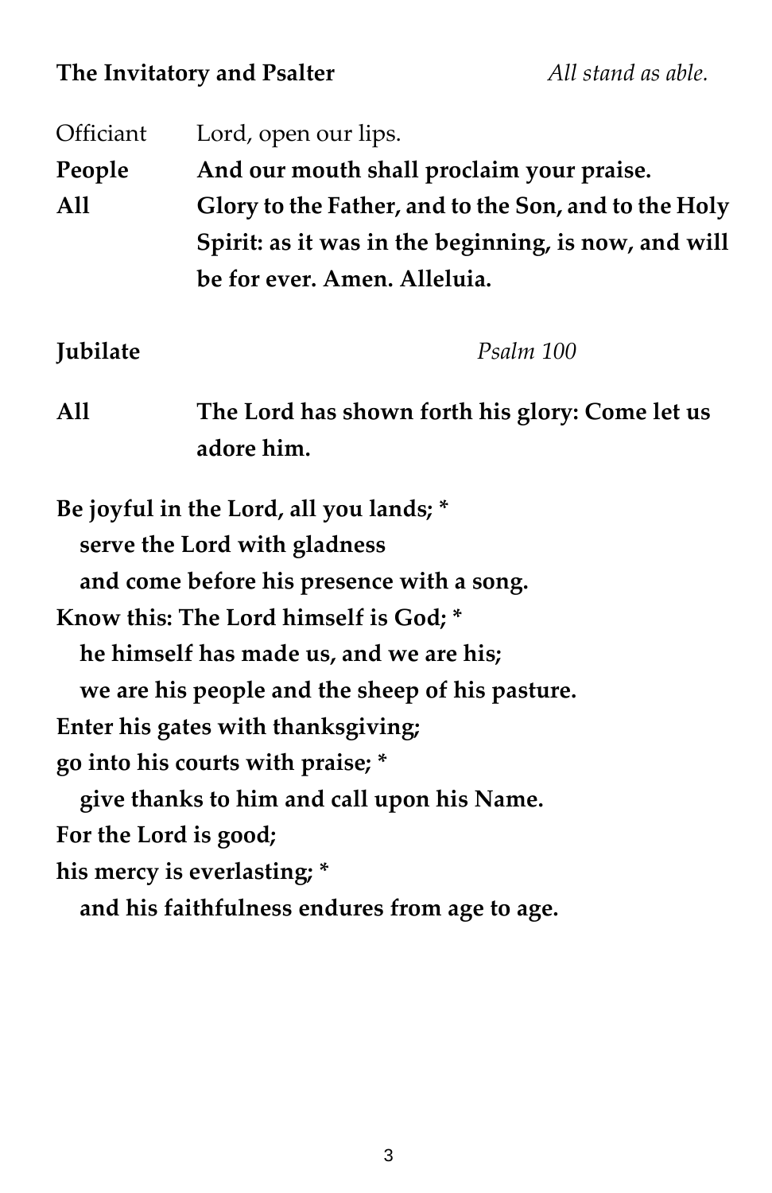**The Invitatory and Psalter** *All stand as able.*

Officiant Lord, open our lips.

**People And our mouth shall proclaim your praise.**

**All Glory to the Father, and to the Son, and to the Holy Spirit: as it was in the beginning, is now, and will be for ever. Amen. Alleluia.**

**Jubilate** *Psalm 100*

**All The Lord has shown forth his glory: Come let us adore him.**

**Be joyful in the Lord, all you lands; \***
**serve the Lord with gladness**
**and come before his presence with a song.**
**Know this: The Lord himself is God; \***
**he himself has made us, and we are his;**
**we are his people and the sheep of his pasture.**
**Enter his gates with thanksgiving;**
**go into his courts with praise; \***
**give thanks to him and call upon his Name.**
**For the Lord is good;**
**his mercy is everlasting; \***
**and his faithfulness endures from age to age.**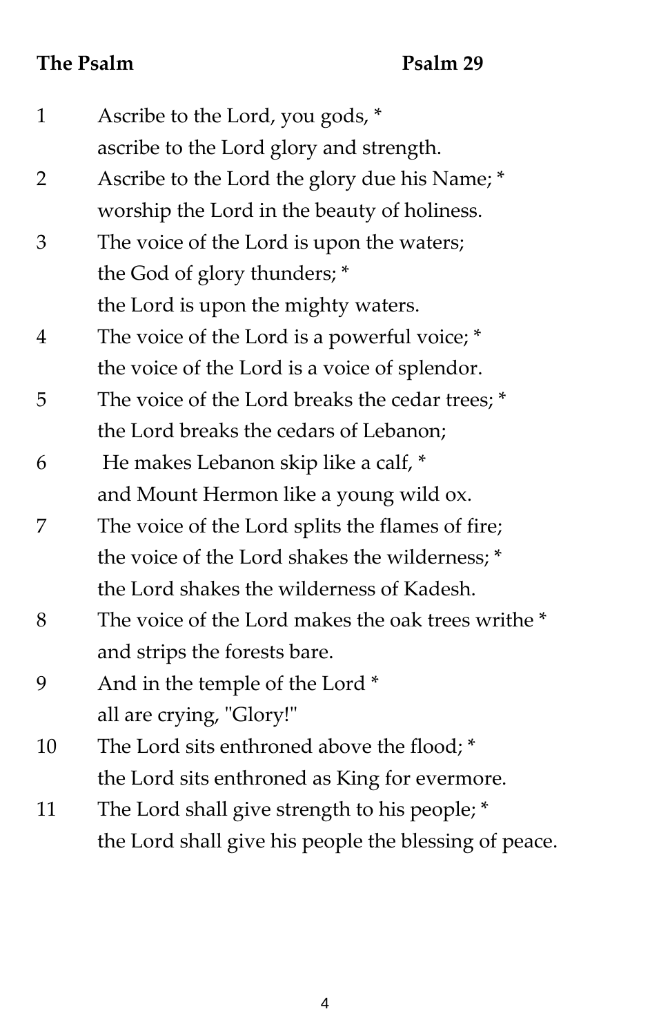**The Psalm** **Psalm 29**

1 Ascribe to the Lord, you gods, *
ascribe to the Lord glory and strength.

2 Ascribe to the Lord the glory due his Name; *
worship the Lord in the beauty of holiness.

3 The voice of the Lord is upon the waters;
the God of glory thunders; *
the Lord is upon the mighty waters.

4 The voice of the Lord is a powerful voice; *
the voice of the Lord is a voice of splendor.

5 The voice of the Lord breaks the cedar trees; *
the Lord breaks the cedars of Lebanon;

6 He makes Lebanon skip like a calf, *
and Mount Hermon like a young wild ox.

7 The voice of the Lord splits the flames of fire;
the voice of the Lord shakes the wilderness; *
the Lord shakes the wilderness of Kadesh.

8 The voice of the Lord makes the oak trees writhe *
and strips the forests bare.

9 And in the temple of the Lord *
all are crying, "Glory!"

10 The Lord sits enthroned above the flood; *
the Lord sits enthroned as King for evermore.

11 The Lord shall give strength to his people; *
the Lord shall give his people the blessing of peace.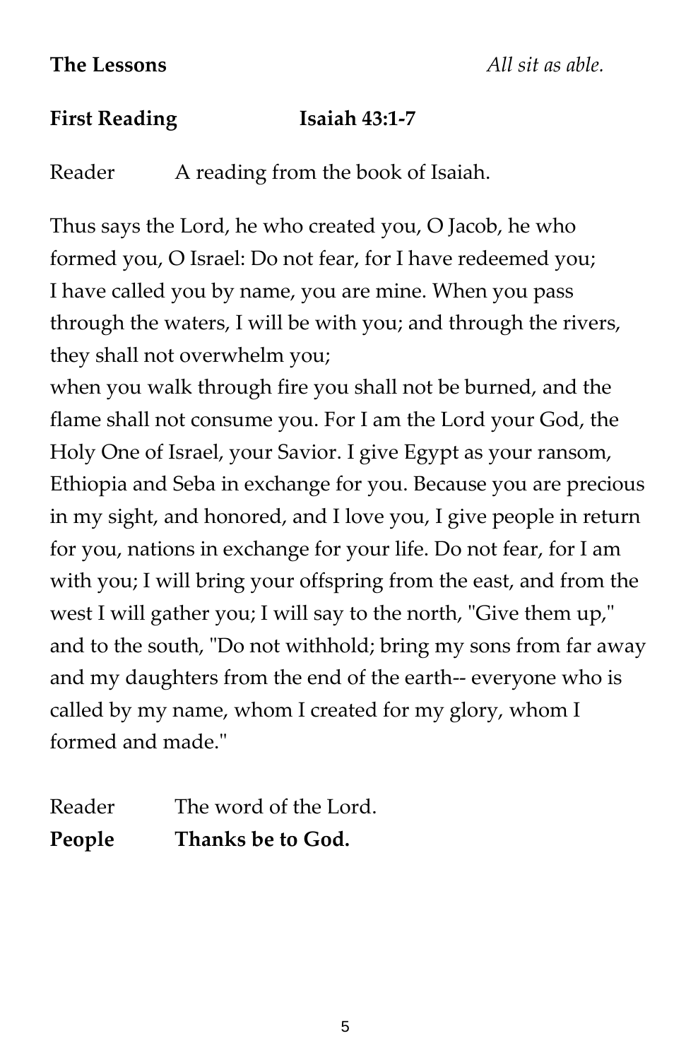**The Lessons** *All sit as able.*

**First Reading Isaiah 43:1-7**

Reader A reading from the book of Isaiah.

Thus says the Lord, he who created you, O Jacob, he who formed you, O Israel: Do not fear, for I have redeemed you; I have called you by name, you are mine. When you pass through the waters, I will be with you; and through the rivers, they shall not overwhelm you;
when you walk through fire you shall not be burned, and the flame shall not consume you. For I am the Lord your God, the Holy One of Israel, your Savior. I give Egypt as your ransom, Ethiopia and Seba in exchange for you. Because you are precious in my sight, and honored, and I love you, I give people in return for you, nations in exchange for your life. Do not fear, for I am with you; I will bring your offspring from the east, and from the west I will gather you; I will say to the north, "Give them up," and to the south, "Do not withhold; bring my sons from far away and my daughters from the end of the earth-- everyone who is called by my name, whom I created for my glory, whom I formed and made."

Reader The word of the Lord.
**People Thanks be to God.**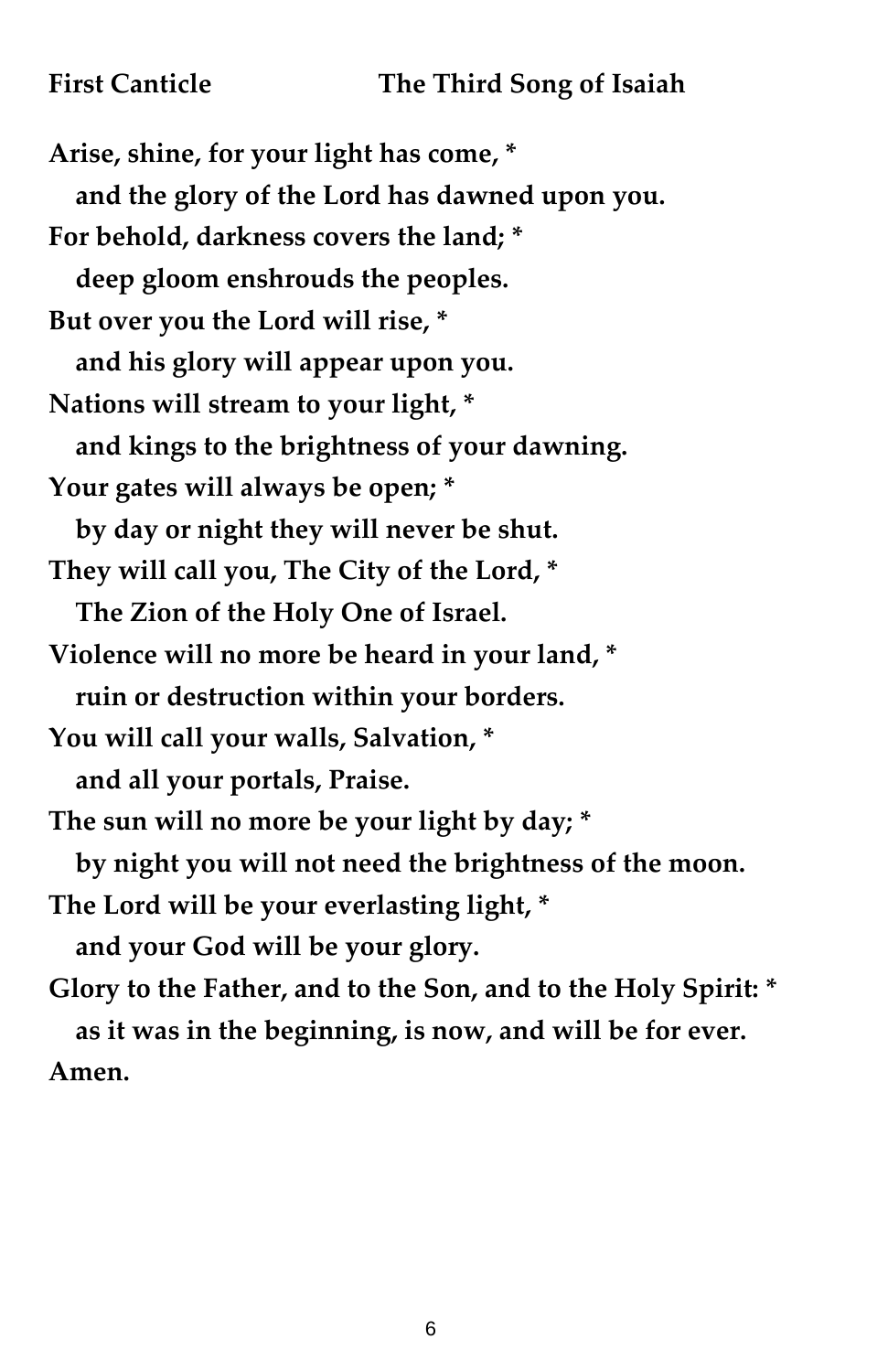**First Canticle** **The Third Song of Isaiah**

**Arise, shine, for your light has come, *
and the glory of the Lord has dawned upon you.
For behold, darkness covers the land; *
deep gloom enshrouds the peoples.
But over you the Lord will rise, *
and his glory will appear upon you.
Nations will stream to your light, *
and kings to the brightness of your dawning.
Your gates will always be open; *
by day or night they will never be shut.
They will call you, The City of the Lord, *
The Zion of the Holy One of Israel.
Violence will no more be heard in your land, *
ruin or destruction within your borders.
You will call your walls, Salvation, *
and all your portals, Praise.
The sun will no more be your light by day; *
by night you will not need the brightness of the moon.
The Lord will be your everlasting light, *
and your God will be your glory.
Glory to the Father, and to the Son, and to the Holy Spirit: *
as it was in the beginning, is now, and will be for ever.
Amen.**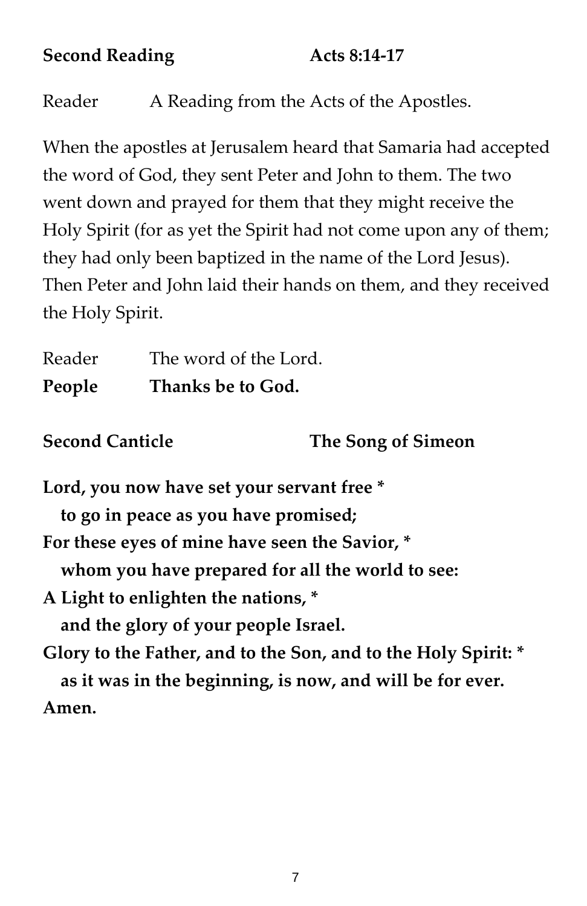**Second Reading** **Acts 8:14-17**

Reader A Reading from the Acts of the Apostles.

When the apostles at Jerusalem heard that Samaria had accepted the word of God, they sent Peter and John to them. The two went down and prayed for them that they might receive the Holy Spirit (for as yet the Spirit had not come upon any of them; they had only been baptized in the name of the Lord Jesus). Then Peter and John laid their hands on them, and they received the Holy Spirit.

Reader The word of the Lord.
**People Thanks be to God.**

**Second Canticle** **The Song of Simeon**

**Lord, you now have set your servant free ***
**to go in peace as you have promised;**
**For these eyes of mine have seen the Savior, ***
**whom you have prepared for all the world to see:**
**A Light to enlighten the nations, ***
**and the glory of your people Israel.**
**Glory to the Father, and to the Son, and to the Holy Spirit: ***
**as it was in the beginning, is now, and will be for ever.**
**Amen.**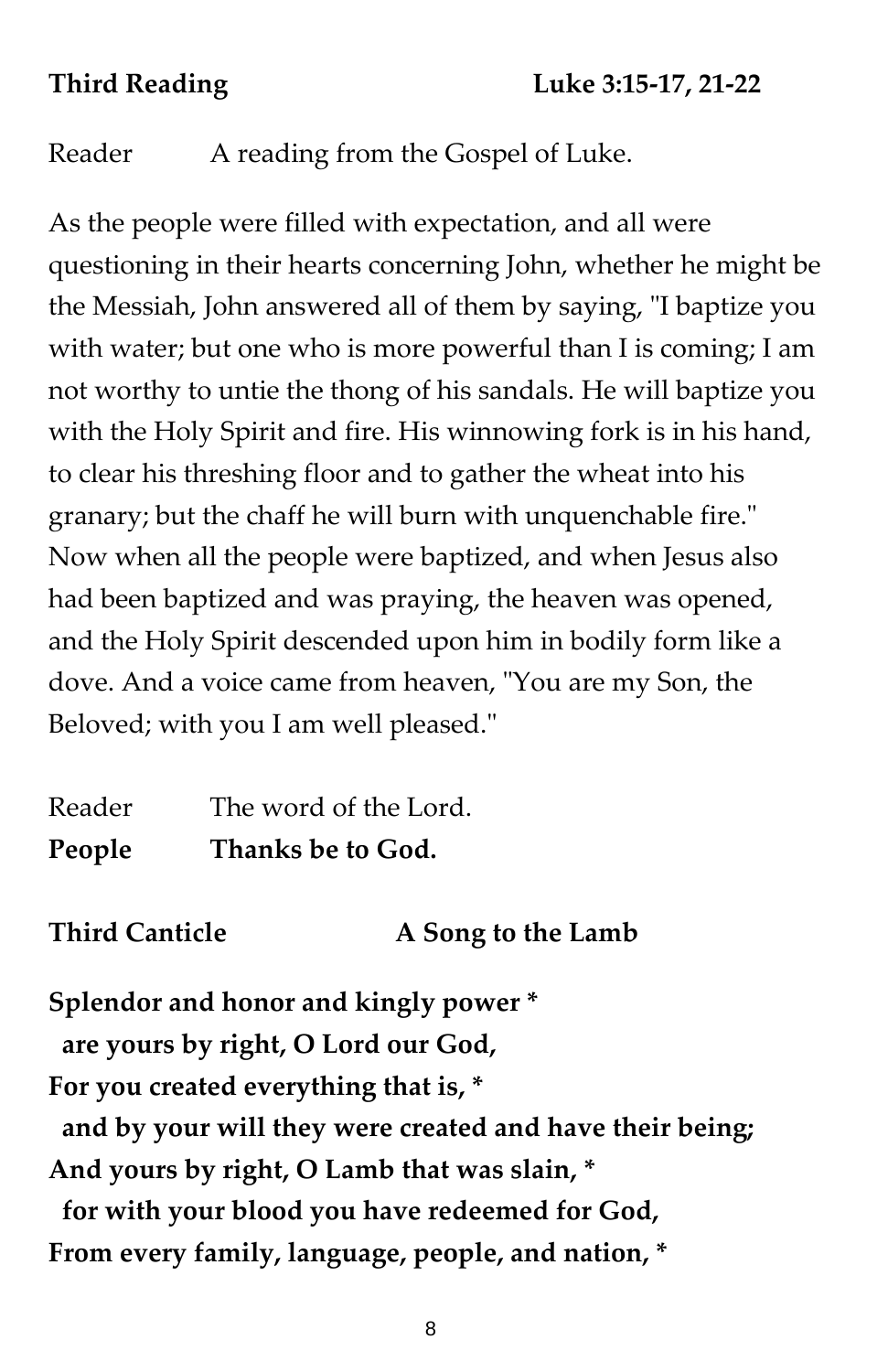**Third Reading** **Luke 3:15-17, 21-22**

Reader A reading from the Gospel of Luke.

As the people were filled with expectation, and all were questioning in their hearts concerning John, whether he might be the Messiah, John answered all of them by saying, "I baptize you with water; but one who is more powerful than I is coming; I am not worthy to untie the thong of his sandals. He will baptize you with the Holy Spirit and fire. His winnowing fork is in his hand, to clear his threshing floor and to gather the wheat into his granary; but the chaff he will burn with unquenchable fire." Now when all the people were baptized, and when Jesus also had been baptized and was praying, the heaven was opened, and the Holy Spirit descended upon him in bodily form like a dove. And a voice came from heaven, "You are my Son, the Beloved; with you I am well pleased."

Reader The word of the Lord.
**People Thanks be to God.**

**Third Canticle** **A Song to the Lamb**

**Splendor and honor and kingly power \***
**are yours by right, O Lord our God,**
**For you created everything that is, \***
**and by your will they were created and have their being;**
**And yours by right, O Lamb that was slain, \***
**for with your blood you have redeemed for God,**
**From every family, language, people, and nation, \***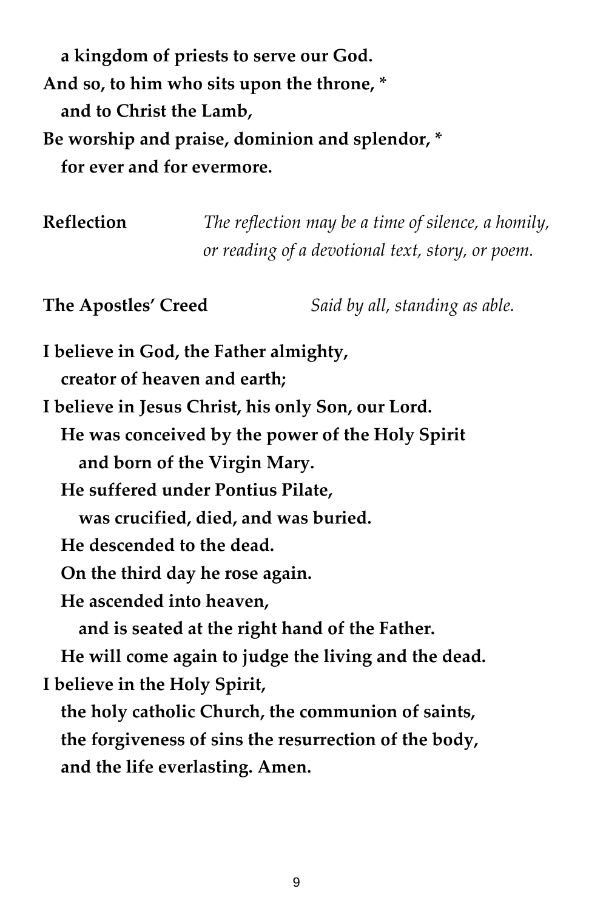**a kingdom of priests to serve our God.**
**And so, to him who sits upon the throne, ***
**and to Christ the Lamb,**
**Be worship and praise, dominion and splendor, ***
**for ever and for evermore.**

**Reflection** *The reflection may be a time of silence, a homily, or reading of a devotional text, story, or poem.*

**The Apostles' Creed** *Said by all, standing as able.*

**I believe in God, the Father almighty,**
**creator of heaven and earth;**
**I believe in Jesus Christ, his only Son, our Lord.**
**He was conceived by the power of the Holy Spirit**
**and born of the Virgin Mary.**
**He suffered under Pontius Pilate,**
**was crucified, died, and was buried.**
**He descended to the dead.**
**On the third day he rose again.**
**He ascended into heaven,**
**and is seated at the right hand of the Father.**
**He will come again to judge the living and the dead.**
**I believe in the Holy Spirit,**
**the holy catholic Church, the communion of saints,**
**the forgiveness of sins the resurrection of the body,**
**and the life everlasting. Amen.**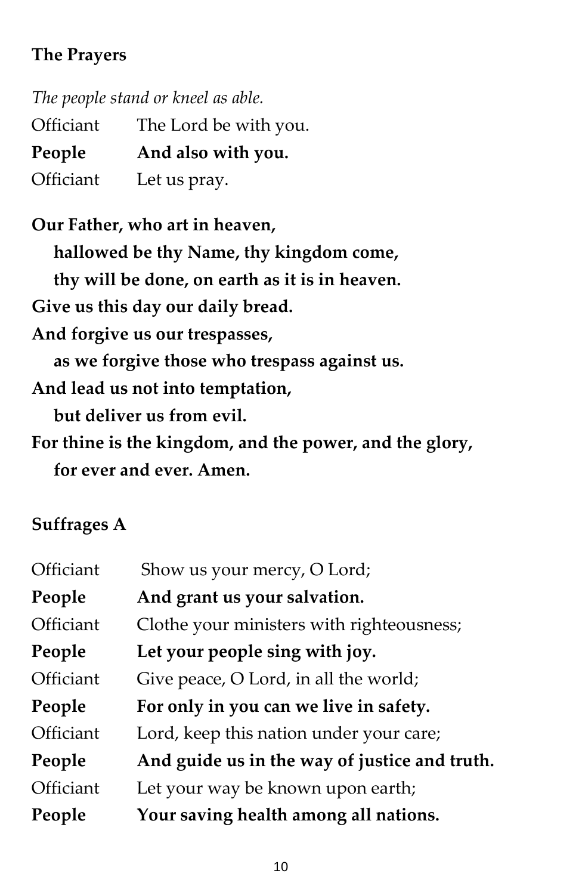**The Prayers**

*The people stand or kneel as able.*

Officiant The Lord be with you.
**People And also with you.**
Officiant Let us pray.

**Our Father, who art in heaven,**
**hallowed be thy Name, thy kingdom come,**
**thy will be done, on earth as it is in heaven.**
**Give us this day our daily bread.**
**And forgive us our trespasses,**
**as we forgive those who trespass against us.**
**And lead us not into temptation,**
**but deliver us from evil.**
**For thine is the kingdom, and the power, and the glory,**
**for ever and ever. Amen.**

**Suffrages A**

Officiant Show us your mercy, O Lord;
**People And grant us your salvation.**
Officiant Clothe your ministers with righteousness;
**People Let your people sing with joy.**
Officiant Give peace, O Lord, in all the world;
**People For only in you can we live in safety.**
Officiant Lord, keep this nation under your care;
**People And guide us in the way of justice and truth.**
Officiant Let your way be known upon earth;
**People Your saving health among all nations.**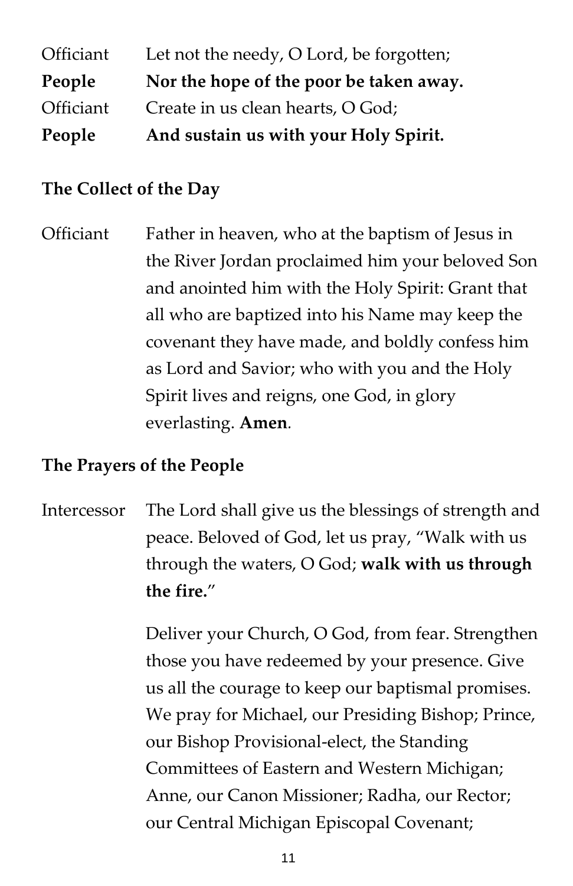Officiant Let not the needy, O Lord, be forgotten;
**People Nor the hope of the poor be taken away.**
Officiant Create in us clean hearts, O God;
**People And sustain us with your Holy Spirit.**

**The Collect of the Day**

Officiant Father in heaven, who at the baptism of Jesus in the River Jordan proclaimed him your beloved Son and anointed him with the Holy Spirit: Grant that all who are baptized into his Name may keep the covenant they have made, and boldly confess him as Lord and Savior; who with you and the Holy Spirit lives and reigns, one God, in glory everlasting. **Amen**.

**The Prayers of the People**

Intercessor The Lord shall give us the blessings of strength and peace. Beloved of God, let us pray, "Walk with us through the waters, O God; **walk with us through the fire.**"

Deliver your Church, O God, from fear. Strengthen those you have redeemed by your presence. Give us all the courage to keep our baptismal promises. We pray for Michael, our Presiding Bishop; Prince, our Bishop Provisional-elect, the Standing Committees of Eastern and Western Michigan; Anne, our Canon Missioner; Radha, our Rector; our Central Michigan Episcopal Covenant;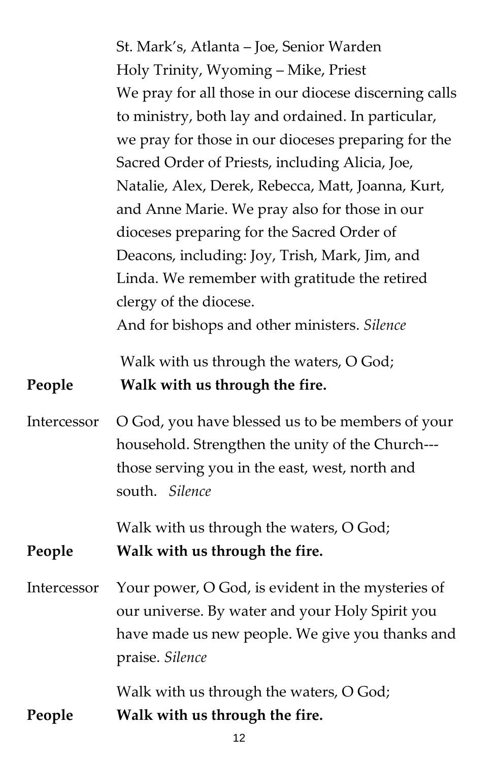St. Mark's, Atlanta – Joe, Senior Warden
Holy Trinity, Wyoming – Mike, Priest
We pray for all those in our diocese discerning calls to ministry, both lay and ordained. In particular, we pray for those in our dioceses preparing for the Sacred Order of Priests, including Alicia, Joe, Natalie, Alex, Derek, Rebecca, Matt, Joanna, Kurt, and Anne Marie. We pray also for those in our dioceses preparing for the Sacred Order of Deacons, including: Joy, Trish, Mark, Jim, and Linda. We remember with gratitude the retired clergy of the diocese.
And for bishops and other ministers. *Silence*

Walk with us through the waters, O God;
**People** **Walk with us through the fire.**

Intercessor O God, you have blessed us to be members of your household. Strengthen the unity of the Church---those serving you in the east, west, north and south. *Silence*

Walk with us through the waters, O God;
**People** **Walk with us through the fire.**

Intercessor Your power, O God, is evident in the mysteries of our universe. By water and your Holy Spirit you have made us new people. We give you thanks and praise. *Silence*

Walk with us through the waters, O God;
**People** **Walk with us through the fire.**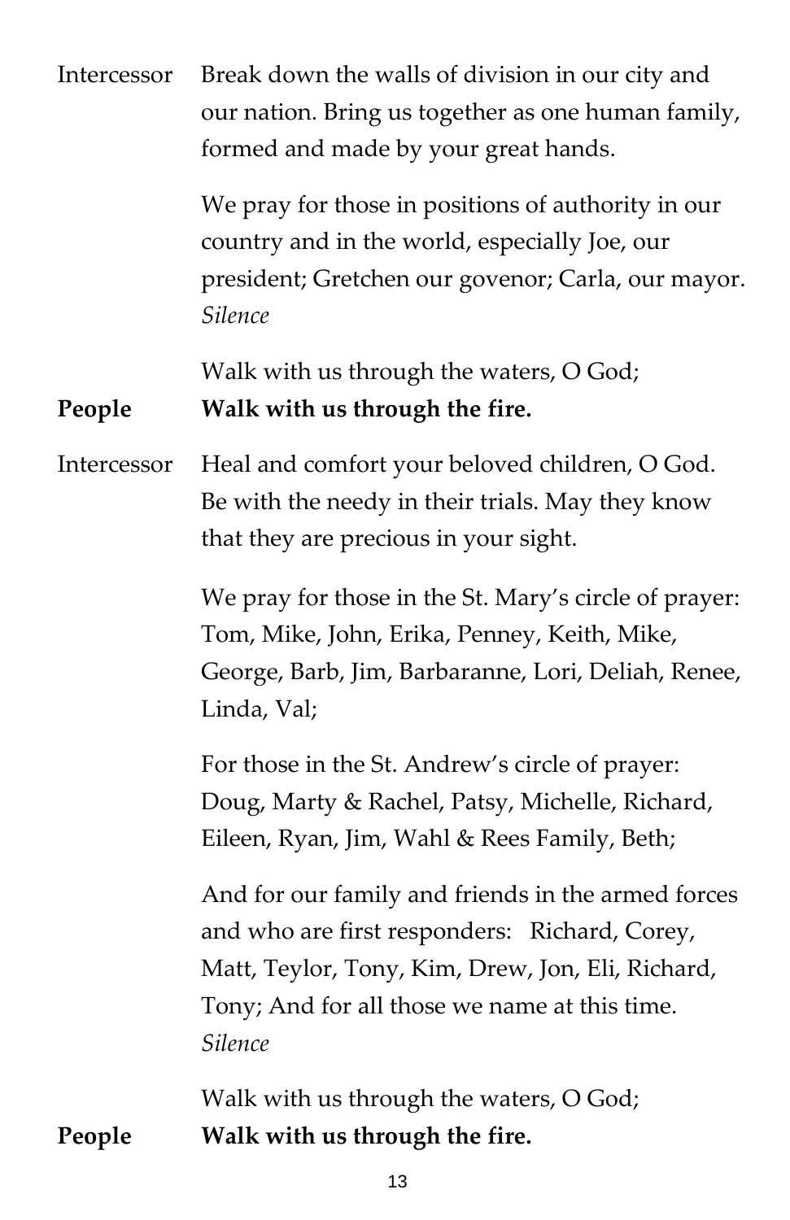Intercessor Break down the walls of division in our city and our nation. Bring us together as one human family, formed and made by your great hands.

We pray for those in positions of authority in our country and in the world, especially Joe, our president; Gretchen our govenor; Carla, our mayor.
*Silence*

Walk with us through the waters, O God;

**People Walk with us through the fire.**

Intercessor Heal and comfort your beloved children, O God. Be with the needy in their trials. May they know that they are precious in your sight.

We pray for those in the St. Mary's circle of prayer: Tom, Mike, John, Erika, Penney, Keith, Mike, George, Barb, Jim, Barbaranne, Lori, Deliah, Renee, Linda, Val;

For those in the St. Andrew's circle of prayer: Doug, Marty & Rachel, Patsy, Michelle, Richard, Eileen, Ryan, Jim, Wahl & Rees Family, Beth;

And for our family and friends in the armed forces and who are first responders: Richard, Corey, Matt, Teylor, Tony, Kim, Drew, Jon, Eli, Richard, Tony; And for all those we name at this time.
*Silence*

Walk with us through the waters, O God;

**People Walk with us through the fire.**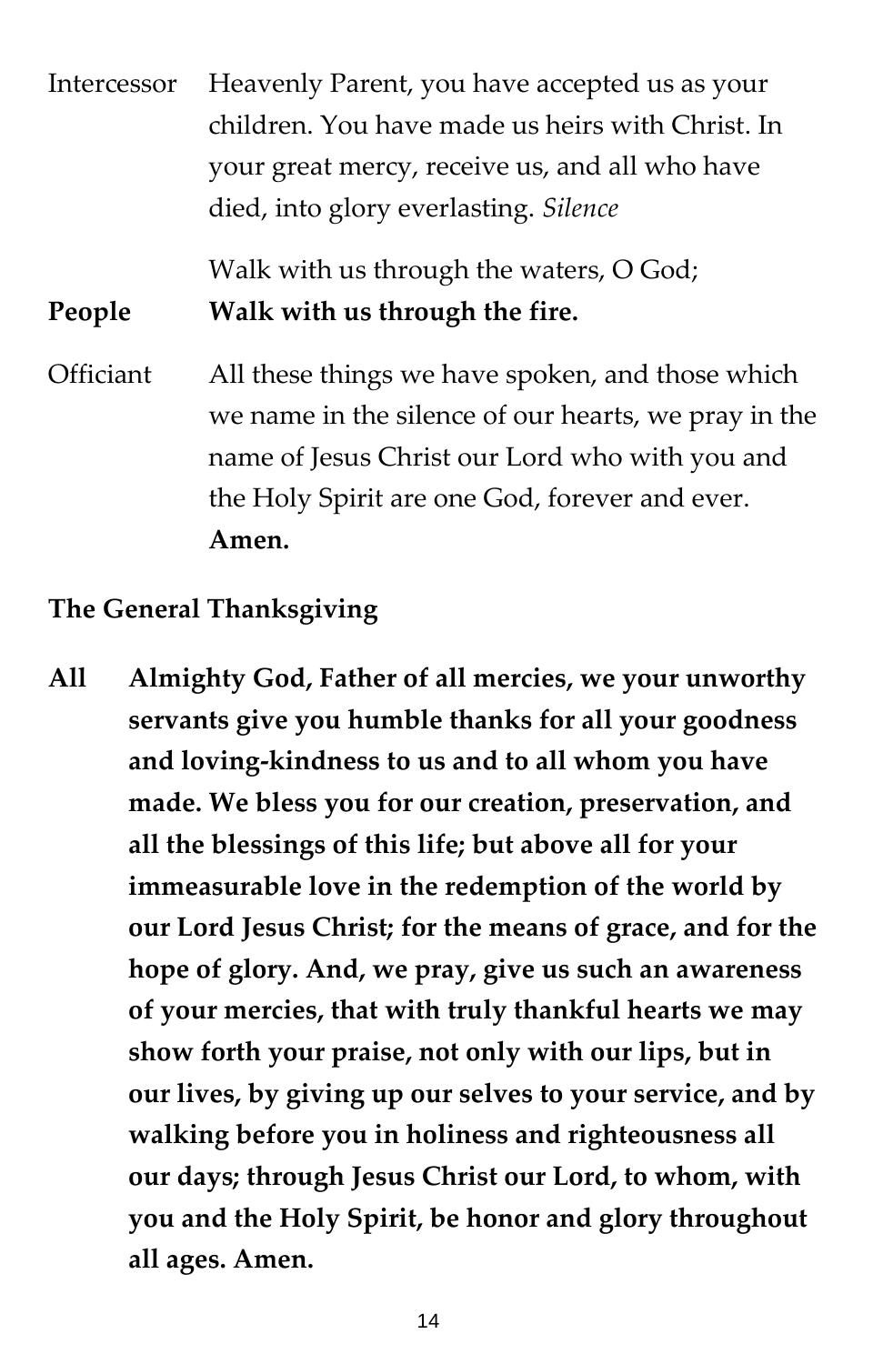Intercessor Heavenly Parent, you have accepted us as your children. You have made us heirs with Christ. In your great mercy, receive us, and all who have died, into glory everlasting. *Silence*

Walk with us through the waters, O God;

**People** **Walk with us through the fire.**

Officiant All these things we have spoken, and those which we name in the silence of our hearts, we pray in the name of Jesus Christ our Lord who with you and the Holy Spirit are one God, forever and ever. **Amen.**

**The General Thanksgiving**

**All Almighty God, Father of all mercies, we your unworthy servants give you humble thanks for all your goodness and loving-kindness to us and to all whom you have made. We bless you for our creation, preservation, and all the blessings of this life; but above all for your immeasurable love in the redemption of the world by our Lord Jesus Christ; for the means of grace, and for the hope of glory. And, we pray, give us such an awareness of your mercies, that with truly thankful hearts we may show forth your praise, not only with our lips, but in our lives, by giving up our selves to your service, and by walking before you in holiness and righteousness all our days; through Jesus Christ our Lord, to whom, with you and the Holy Spirit, be honor and glory throughout all ages. Amen.**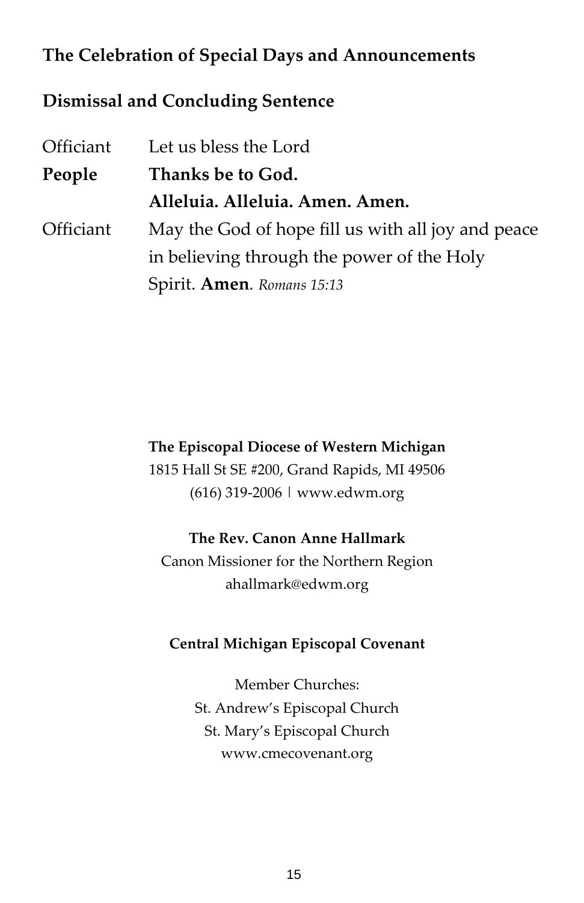## The Celebration of Special Days and Announcements

## Dismissal and Concluding Sentence

Officiant Let us bless the Lord

**People** **Thanks be to God.**
**Alleluia. Alleluia. Amen. Amen.**

Officiant May the God of hope fill us with all joy and peace in believing through the power of the Holy Spirit. **Amen**. *Romans 15:13*

**The Episcopal Diocese of Western Michigan**
1815 Hall St SE #200, Grand Rapids, MI 49506
(616) 319-2006 | www.edwm.org

**The Rev. Canon Anne Hallmark**
Canon Missioner for the Northern Region
ahallmark@edwm.org

**Central Michigan Episcopal Covenant**

Member Churches:
St. Andrew's Episcopal Church
St. Mary's Episcopal Church
www.cmecovenant.org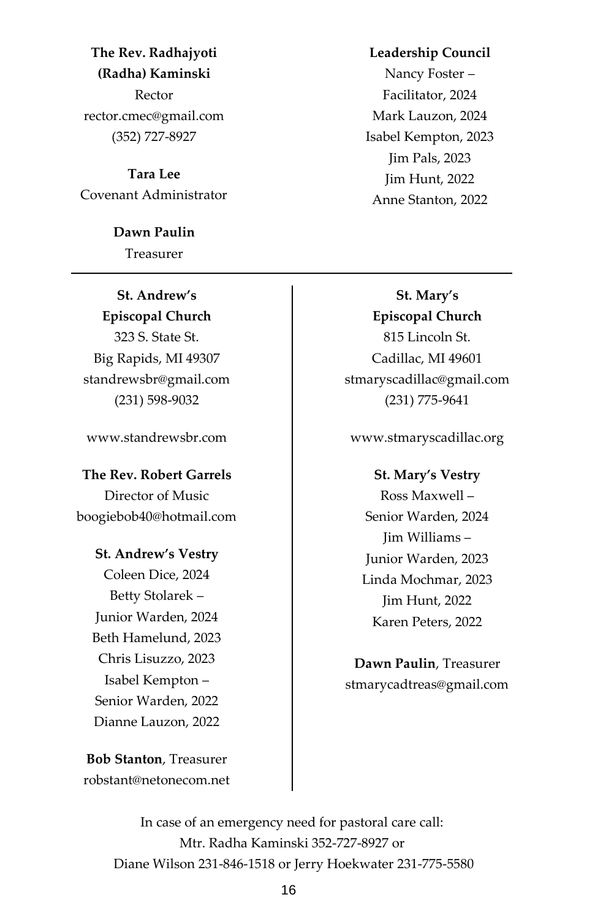**The Rev. Radhajyoti (Radha) Kaminski**
Rector
rector.cmec@gmail.com
(352) 727-8927

**Tara Lee**
Covenant Administrator

**Dawn Paulin**
Treasurer

**Leadership Council**
Nancy Foster – Facilitator, 2024
Mark Lauzon, 2024
Isabel Kempton, 2023
Jim Pals, 2023
Jim Hunt, 2022
Anne Stanton, 2022

---

**St. Andrew's Episcopal Church**
323 S. State St.
Big Rapids, MI 49307
standrewsbr@gmail.com
(231) 598-9032

www.standrewsbr.com

**The Rev. Robert Garrels**
Director of Music
boogiebob40@hotmail.com

**St. Andrew's Vestry**
Coleen Dice, 2024
Betty Stolarek – Junior Warden, 2024
Beth Hamelund, 2023
Chris Lisuzzo, 2023
Isabel Kempton – Senior Warden, 2022
Dianne Lauzon, 2022

**Bob Stanton**, Treasurer
robstant@netonecom.net

**St. Mary's Episcopal Church**
815 Lincoln St.
Cadillac, MI 49601
stmaryscadillac@gmail.com
(231) 775-9641

www.stmaryscadillac.org

**St. Mary's Vestry**
Ross Maxwell – Senior Warden, 2024
Jim Williams – Junior Warden, 2023
Linda Mochmar, 2023
Jim Hunt, 2022
Karen Peters, 2022

**Dawn Paulin**, Treasurer
stmarycadtreas@gmail.com

In case of an emergency need for pastoral care call:
Mtr. Radha Kaminski 352-727-8927 or
Diane Wilson 231-846-1518 or Jerry Hoekwater 231-775-5580